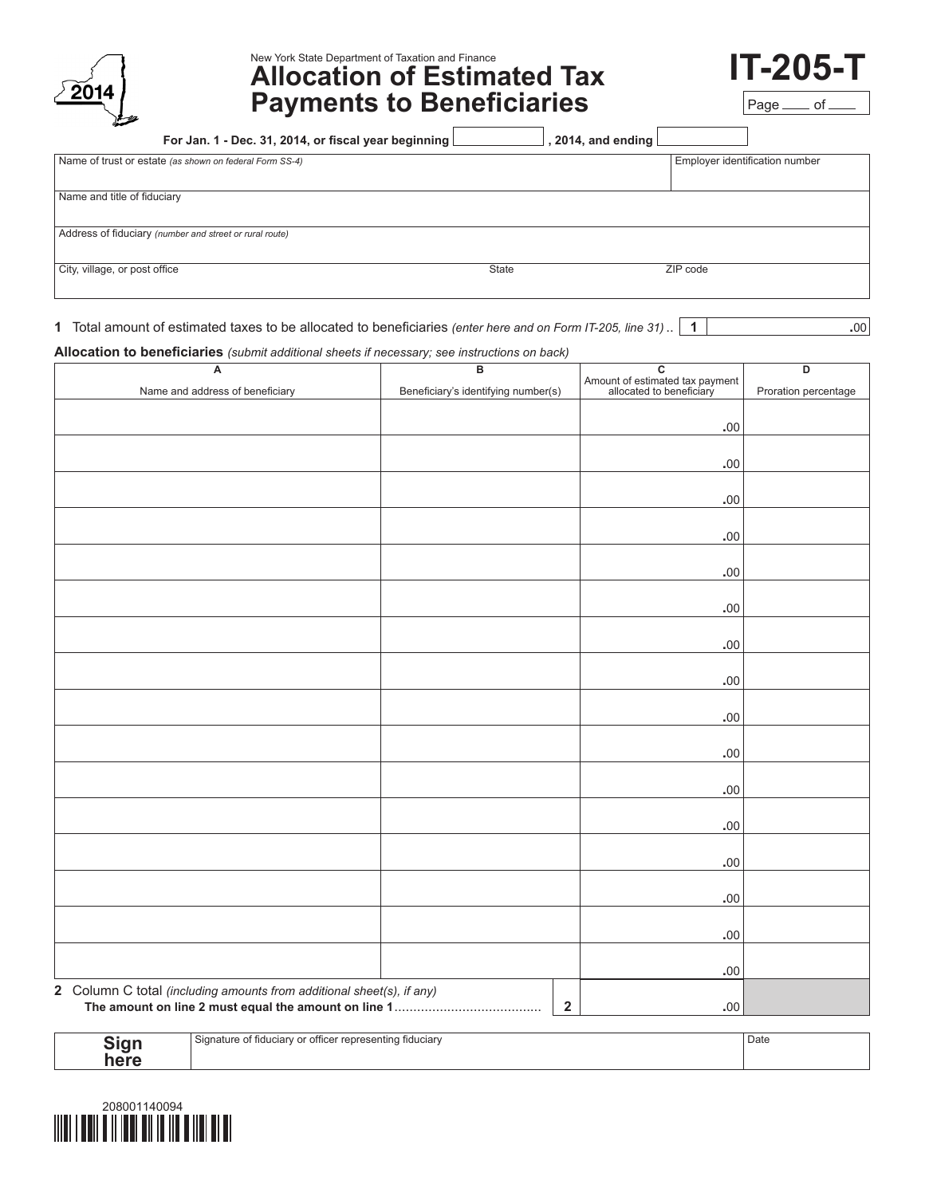2014

New York State Department of Taxation and Finance

# Allocation of Estimated Tax Payments to Beneficiaries

# IT-205-T

Page ____ of ____

**For Jan. 1 - Dec. 31, 2014, or fiscal year beginning** __________ **, 2014, and ending** __________

| Name of trust or estate *(as shown on federal Form SS-4)* | | | Employer identification number |
|---|---|---|---|
| Name and title of fiduciary | | | |
| Address of fiduciary *(number and street or rural route)* | | | |
| City, village, or post office | State | ZIP code | |

**1** Total amount of estimated taxes to be allocated to beneficiaries *(enter here and on Form IT-205, line 31)* .. **1** .00

**Allocation to beneficiaries** *(submit additional sheets if necessary; see instructions on back)*

| A<br>Name and address of beneficiary | B<br>Beneficiary's identifying number(s) | C<br>Amount of estimated tax payment allocated to beneficiary | D<br>Proration percentage |
|---|---|---|---|
| | | .00 | |
| | | .00 | |
| | | .00 | |
| | | .00 | |
| | | .00 | |
| | | .00 | |
| | | .00 | |
| | | .00 | |
| | | .00 | |
| | | .00 | |
| | | .00 | |
| | | .00 | |
| | | .00 | |
| | | .00 | |
| | | .00 | |
| | | .00 | |
| **2** Column C total *(including amounts from additional sheet(s), if any)* **The amount on line 2 must equal the amount on line 1** ...................................... | **2** | .00 | |

| **Sign here** | Signature of fiduciary or officer representing fiduciary | Date |
|---|---|---|

208001140094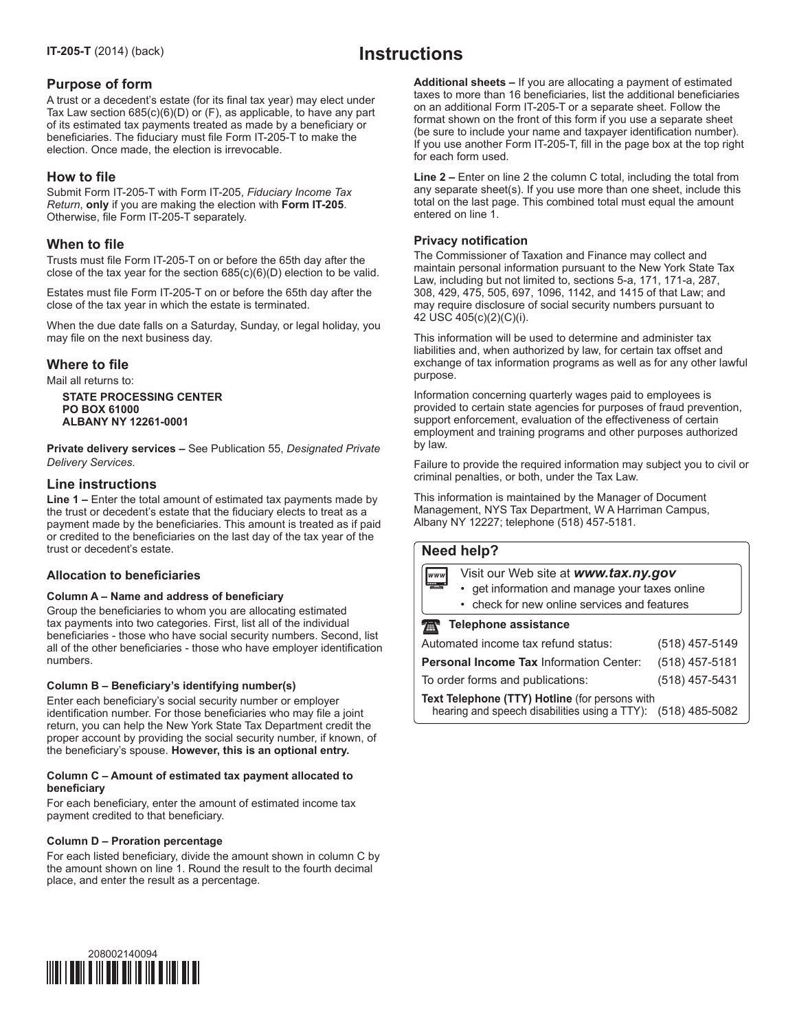# Instructions

## Purpose of form

A trust or a decedent's estate (for its final tax year) may elect under Tax Law section 685(c)(6)(D) or (F), as applicable, to have any part of its estimated tax payments treated as made by a beneficiary or beneficiaries. The fiduciary must file Form IT-205-T to make the election. Once made, the election is irrevocable.

## How to file

Submit Form IT-205-T with Form IT-205, *Fiduciary Income Tax Return*, **only** if you are making the election with **Form IT-205**. Otherwise, file Form IT-205-T separately.

## When to file

Trusts must file Form IT-205-T on or before the 65th day after the close of the tax year for the section 685(c)(6)(D) election to be valid.

Estates must file Form IT-205-T on or before the 65th day after the close of the tax year in which the estate is terminated.

When the due date falls on a Saturday, Sunday, or legal holiday, you may file on the next business day.

## Where to file

Mail all returns to:

**STATE PROCESSING CENTER**
**PO BOX 61000**
**ALBANY NY 12261-0001**

**Private delivery services –** See Publication 55, *Designated Private Delivery Services.*

## Line instructions

**Line 1 –** Enter the total amount of estimated tax payments made by the trust or decedent's estate that the fiduciary elects to treat as a payment made by the beneficiaries. This amount is treated as if paid or credited to the beneficiaries on the last day of the tax year of the trust or decedent's estate.

### Allocation to beneficiaries

#### Column A – Name and address of beneficiary

Group the beneficiaries to whom you are allocating estimated tax payments into two categories. First, list all of the individual beneficiaries - those who have social security numbers. Second, list all of the other beneficiaries - those who have employer identification numbers.

#### Column B – Beneficiary's identifying number(s)

Enter each beneficiary's social security number or employer identification number. For those beneficiaries who may file a joint return, you can help the New York State Tax Department credit the proper account by providing the social security number, if known, of the beneficiary's spouse. **However, this is an optional entry.**

#### Column C – Amount of estimated tax payment allocated to beneficiary

For each beneficiary, enter the amount of estimated income tax payment credited to that beneficiary.

#### Column D – Proration percentage

For each listed beneficiary, divide the amount shown in column C by the amount shown on line 1. Round the result to the fourth decimal place, and enter the result as a percentage.

**Additional sheets –** If you are allocating a payment of estimated taxes to more than 16 beneficiaries, list the additional beneficiaries on an additional Form IT-205-T or a separate sheet. Follow the format shown on the front of this form if you use a separate sheet (be sure to include your name and taxpayer identification number). If you use another Form IT-205-T, fill in the page box at the top right for each form used.

**Line 2 –** Enter on line 2 the column C total, including the total from any separate sheet(s). If you use more than one sheet, include this total on the last page. This combined total must equal the amount entered on line 1.

### Privacy notification

The Commissioner of Taxation and Finance may collect and maintain personal information pursuant to the New York State Tax Law, including but not limited to, sections 5-a, 171, 171-a, 287, 308, 429, 475, 505, 697, 1096, 1142, and 1415 of that Law; and may require disclosure of social security numbers pursuant to 42 USC 405(c)(2)(C)(i).

This information will be used to determine and administer tax liabilities and, when authorized by law, for certain tax offset and exchange of tax information programs as well as for any other lawful purpose.

Information concerning quarterly wages paid to employees is provided to certain state agencies for purposes of fraud prevention, support enforcement, evaluation of the effectiveness of certain employment and training programs and other purposes authorized by law.

Failure to provide the required information may subject you to civil or criminal penalties, or both, under the Tax Law.

This information is maintained by the Manager of Document Management, NYS Tax Department, W A Harriman Campus, Albany NY 12227; telephone (518) 457-5181.

## Need help?

Visit our Web site at ***www.tax.ny.gov***
- get information and manage your taxes online
- check for new online services and features

**Telephone assistance**

| | |
|---|---|
| Automated income tax refund status: | (518) 457-5149 |
| **Personal Income Tax** Information Center: | (518) 457-5181 |
| To order forms and publications: | (518) 457-5431 |
| **Text Telephone (TTY) Hotline** (for persons with hearing and speech disabilities using a TTY): | (518) 485-5082 |

208002140094